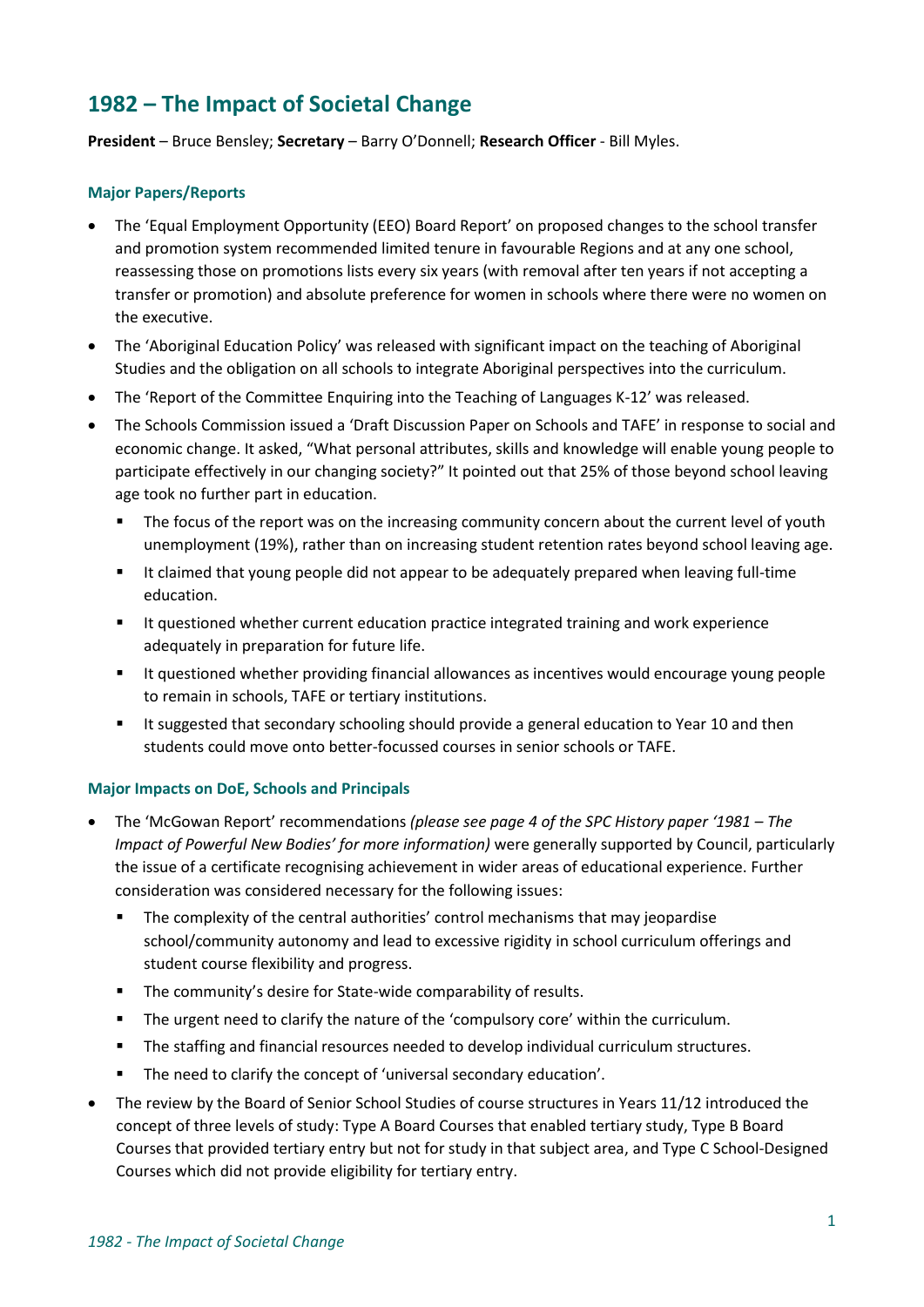# 1982 – The Impact of Societal Change

**President** – Bruce Bensley; **Secretary** – Barry O'Donnell; **Research Officer** - Bill Myles.

### Major Papers/Reports

- The 'Equal Employment Opportunity (EEO) Board Report' on proposed changes to the school transfer and promotion system recommended limited tenure in favourable Regions and at any one school, reassessing those on promotions lists every six years (with removal after ten years if not accepting a transfer or promotion) and absolute preference for women in schools where there were no women on the executive.
- The 'Aboriginal Education Policy' was released with significant impact on the teaching of Aboriginal Studies and the obligation on all schools to integrate Aboriginal perspectives into the curriculum.
- The 'Report of the Committee Enquiring into the Teaching of Languages K-12' was released.
- The Schools Commission issued a 'Draft Discussion Paper on Schools and TAFE' in response to social and economic change. It asked, "What personal attributes, skills and knowledge will enable young people to participate effectively in our changing society?" It pointed out that 25% of those beyond school leaving age took no further part in education.
    - The focus of the report was on the increasing community concern about the current level of youth unemployment (19%), rather than on increasing student retention rates beyond school leaving age.
    - It claimed that young people did not appear to be adequately prepared when leaving full-time education.
    - It questioned whether current education practice integrated training and work experience adequately in preparation for future life.
    - It questioned whether providing financial allowances as incentives would encourage young people to remain in schools, TAFE or tertiary institutions.
    - It suggested that secondary schooling should provide a general education to Year 10 and then students could move onto better-focussed courses in senior schools or TAFE.

### Major Impacts on DoE, Schools and Principals

- The 'McGowan Report' recommendations *(please see page 4 of the SPC History paper '1981 – The Impact of Powerful New Bodies' for more information)* were generally supported by Council, particularly the issue of a certificate recognising achievement in wider areas of educational experience. Further consideration was considered necessary for the following issues:
    - The complexity of the central authorities' control mechanisms that may jeopardise school/community autonomy and lead to excessive rigidity in school curriculum offerings and student course flexibility and progress.
    - The community's desire for State-wide comparability of results.
    - The urgent need to clarify the nature of the 'compulsory core' within the curriculum.
    - The staffing and financial resources needed to develop individual curriculum structures.
    - The need to clarify the concept of 'universal secondary education'.
- The review by the Board of Senior School Studies of course structures in Years 11/12 introduced the concept of three levels of study: Type A Board Courses that enabled tertiary study, Type B Board Courses that provided tertiary entry but not for study in that subject area, and Type C School-Designed Courses which did not provide eligibility for tertiary entry.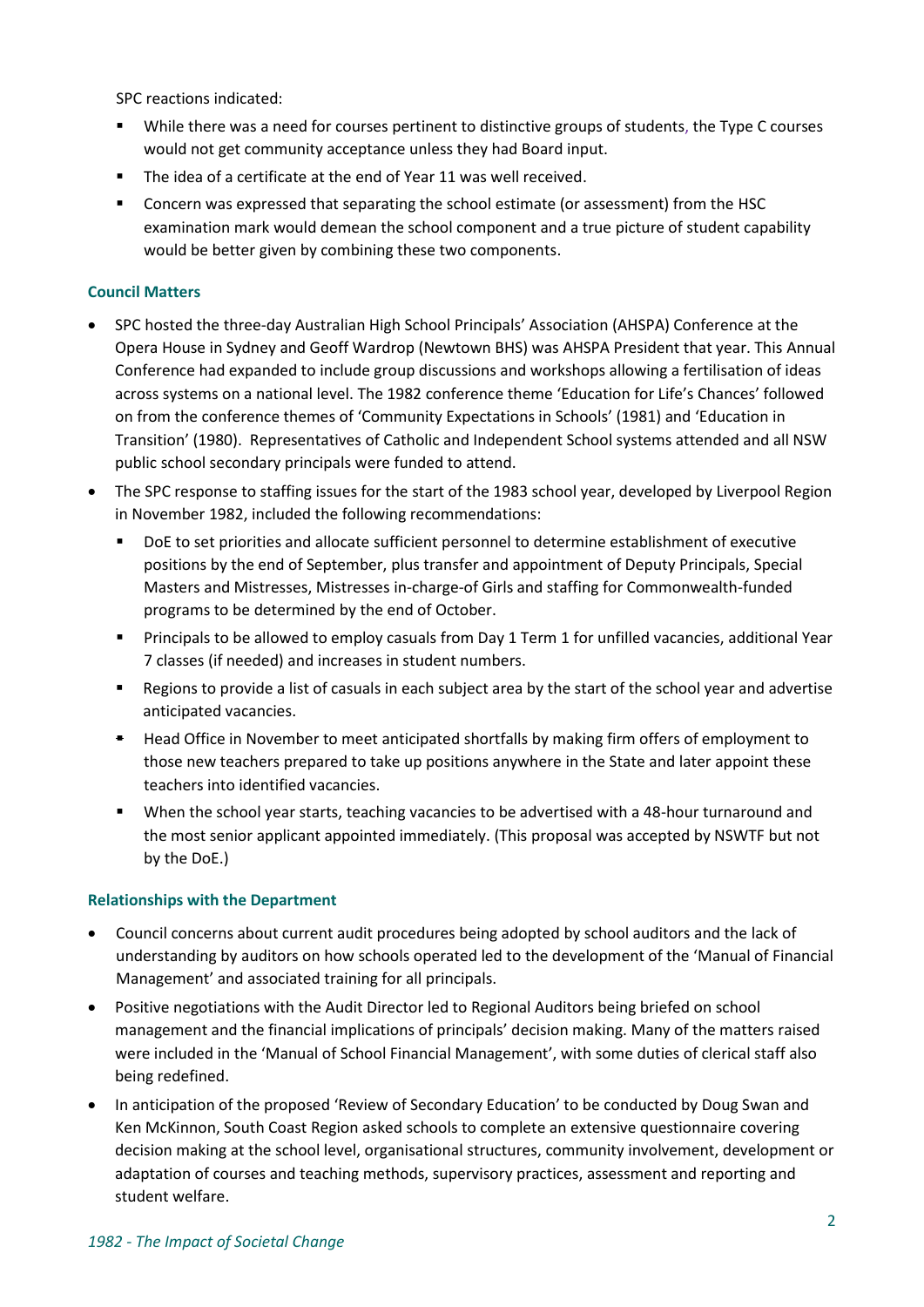SPC reactions indicated:

- While there was a need for courses pertinent to distinctive groups of students, the Type C courses would not get community acceptance unless they had Board input.
- The idea of a certificate at the end of Year 11 was well received.
- Concern was expressed that separating the school estimate (or assessment) from the HSC examination mark would demean the school component and a true picture of student capability would be better given by combining these two components.

### Council Matters

- SPC hosted the three-day Australian High School Principals' Association (AHSPA) Conference at the Opera House in Sydney and Geoff Wardrop (Newtown BHS) was AHSPA President that year. This Annual Conference had expanded to include group discussions and workshops allowing a fertilisation of ideas across systems on a national level. The 1982 conference theme 'Education for Life's Chances' followed on from the conference themes of 'Community Expectations in Schools' (1981) and 'Education in Transition' (1980). Representatives of Catholic and Independent School systems attended and all NSW public school secondary principals were funded to attend.
- The SPC response to staffing issues for the start of the 1983 school year, developed by Liverpool Region in November 1982, included the following recommendations:
  - DoE to set priorities and allocate sufficient personnel to determine establishment of executive positions by the end of September, plus transfer and appointment of Deputy Principals, Special Masters and Mistresses, Mistresses in-charge-of Girls and staffing for Commonwealth-funded programs to be determined by the end of October.
  - Principals to be allowed to employ casuals from Day 1 Term 1 for unfilled vacancies, additional Year 7 classes (if needed) and increases in student numbers.
  - Regions to provide a list of casuals in each subject area by the start of the school year and advertise anticipated vacancies.
  - Head Office in November to meet anticipated shortfalls by making firm offers of employment to those new teachers prepared to take up positions anywhere in the State and later appoint these teachers into identified vacancies.
  - When the school year starts, teaching vacancies to be advertised with a 48-hour turnaround and the most senior applicant appointed immediately. (This proposal was accepted by NSWTF but not by the DoE.)

### Relationships with the Department

- Council concerns about current audit procedures being adopted by school auditors and the lack of understanding by auditors on how schools operated led to the development of the 'Manual of Financial Management' and associated training for all principals.
- Positive negotiations with the Audit Director led to Regional Auditors being briefed on school management and the financial implications of principals' decision making. Many of the matters raised were included in the 'Manual of School Financial Management', with some duties of clerical staff also being redefined.
- In anticipation of the proposed 'Review of Secondary Education' to be conducted by Doug Swan and Ken McKinnon, South Coast Region asked schools to complete an extensive questionnaire covering decision making at the school level, organisational structures, community involvement, development or adaptation of courses and teaching methods, supervisory practices, assessment and reporting and student welfare.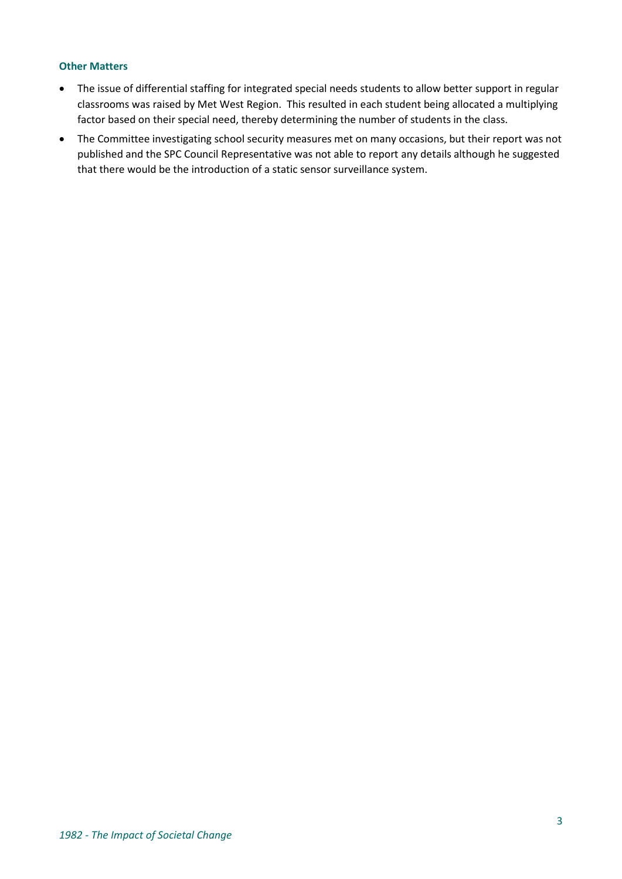### Other Matters

- The issue of differential staffing for integrated special needs students to allow better support in regular classrooms was raised by Met West Region. This resulted in each student being allocated a multiplying factor based on their special need, thereby determining the number of students in the class.
- The Committee investigating school security measures met on many occasions, but their report was not published and the SPC Council Representative was not able to report any details although he suggested that there would be the introduction of a static sensor surveillance system.